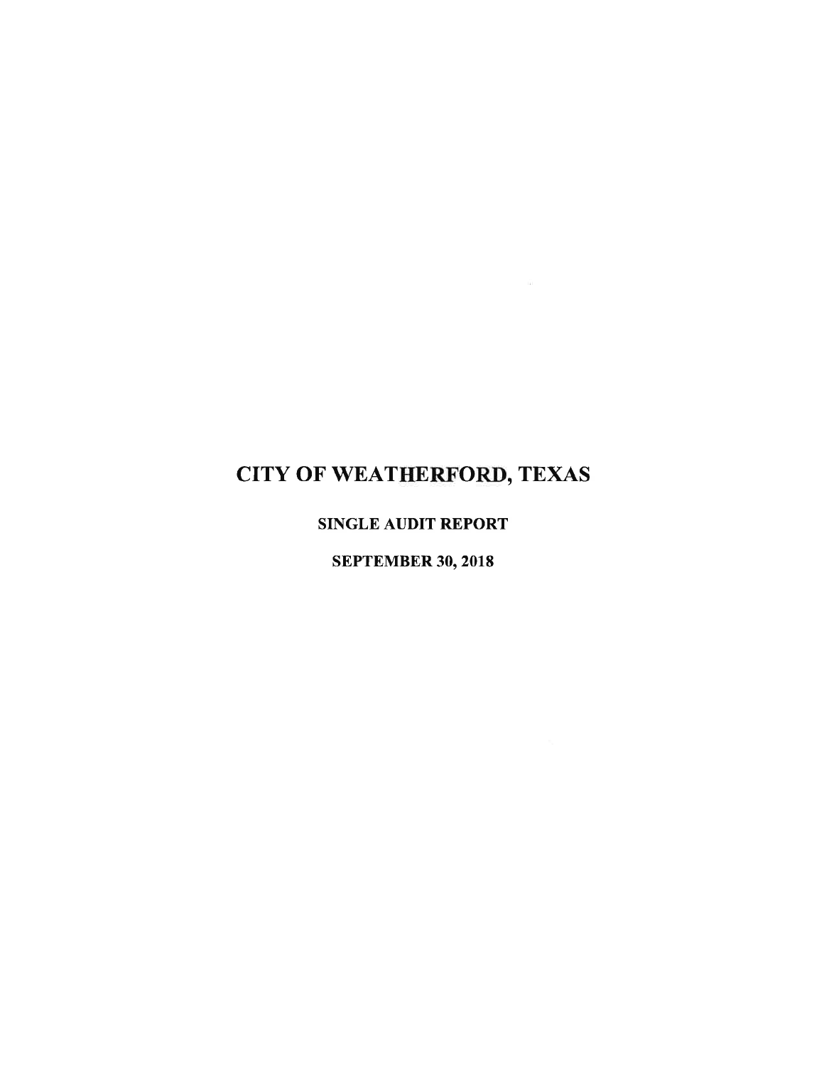# CITY OF WEATHERFORD, TEXAS

## SINGLE AUDIT REPORT

## SEPTEMBER 30, 2018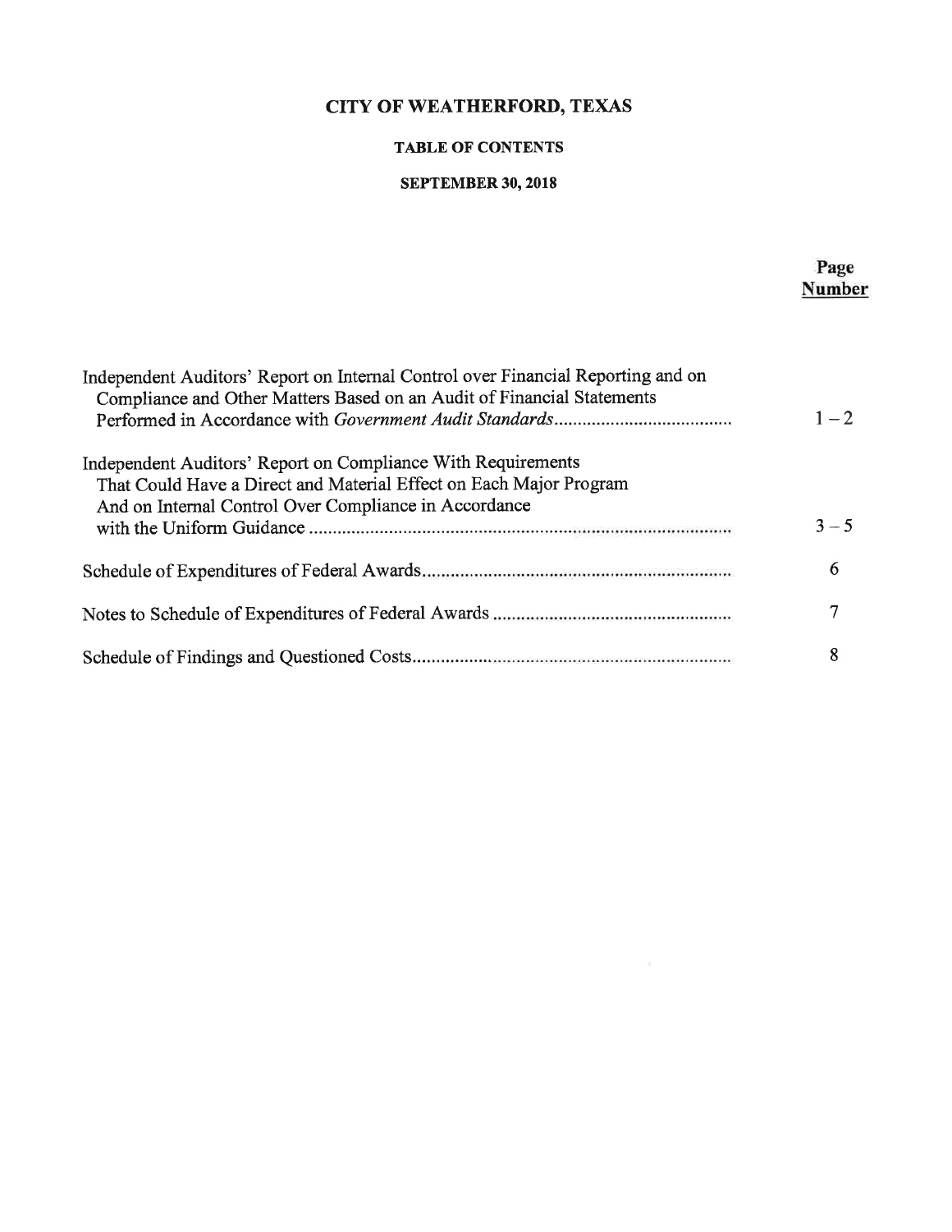# CITY OF WEATHERFORD, TEXAS

## TABLE OF CONTENTS

### SEPTEMBER 30, 2018

| | Page Number |
|---|---|
| Independent Auditors' Report on Internal Control over Financial Reporting and on Compliance and Other Matters Based on an Audit of Financial Statements Performed in Accordance with *Government Audit Standards* | 1 – 2 |
| Independent Auditors' Report on Compliance With Requirements That Could Have a Direct and Material Effect on Each Major Program And on Internal Control Over Compliance in Accordance with the Uniform Guidance | 3 – 5 |
| Schedule of Expenditures of Federal Awards | 6 |
| Notes to Schedule of Expenditures of Federal Awards | 7 |
| Schedule of Findings and Questioned Costs | 8 |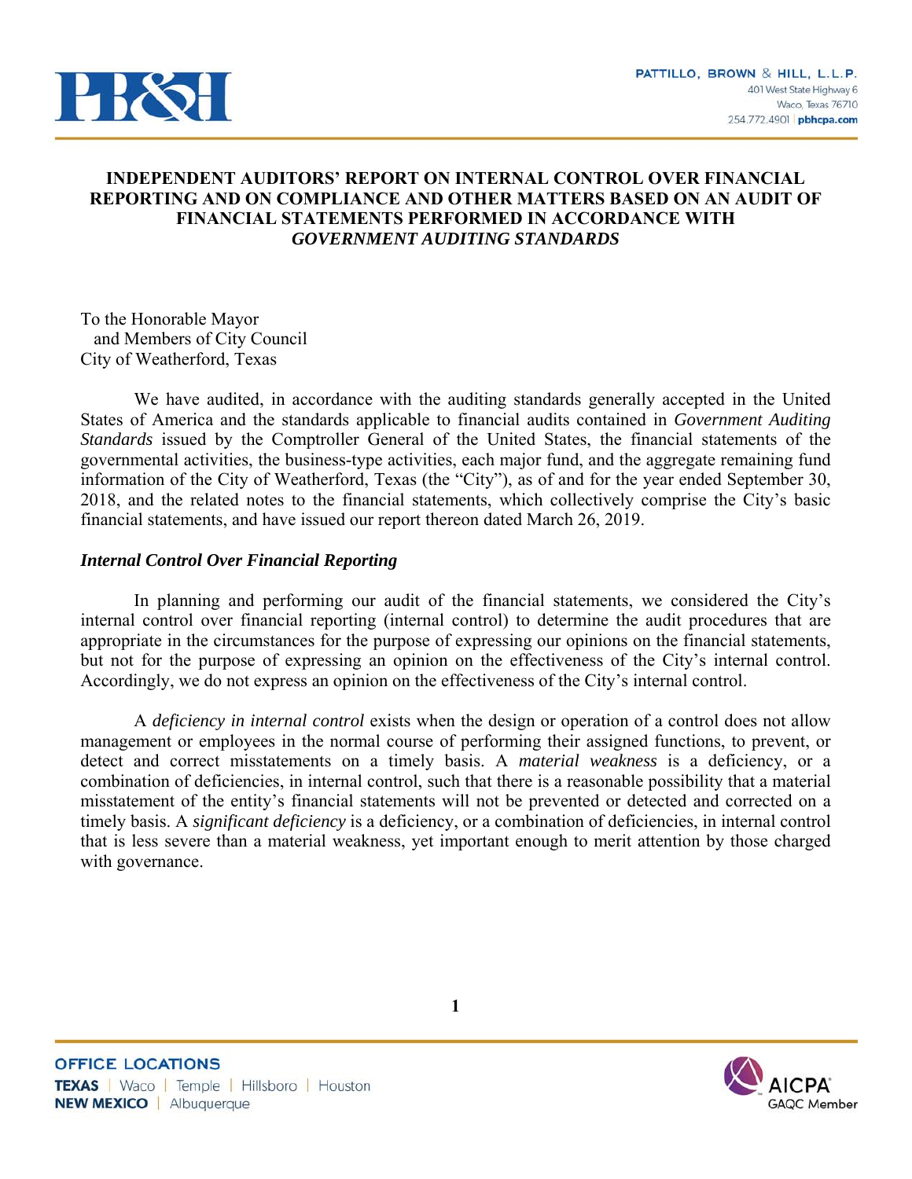## INDEPENDENT AUDITORS' REPORT ON INTERNAL CONTROL OVER FINANCIAL REPORTING AND ON COMPLIANCE AND OTHER MATTERS BASED ON AN AUDIT OF FINANCIAL STATEMENTS PERFORMED IN ACCORDANCE WITH *GOVERNMENT AUDITING STANDARDS*

To the Honorable Mayor
and Members of City Council
City of Weatherford, Texas

We have audited, in accordance with the auditing standards generally accepted in the United States of America and the standards applicable to financial audits contained in *Government Auditing Standards* issued by the Comptroller General of the United States, the financial statements of the governmental activities, the business-type activities, each major fund, and the aggregate remaining fund information of the City of Weatherford, Texas (the "City"), as of and for the year ended September 30, 2018, and the related notes to the financial statements, which collectively comprise the City's basic financial statements, and have issued our report thereon dated March 26, 2019.

### *Internal Control Over Financial Reporting*

In planning and performing our audit of the financial statements, we considered the City's internal control over financial reporting (internal control) to determine the audit procedures that are appropriate in the circumstances for the purpose of expressing our opinions on the financial statements, but not for the purpose of expressing an opinion on the effectiveness of the City's internal control. Accordingly, we do not express an opinion on the effectiveness of the City's internal control.

A *deficiency in internal control* exists when the design or operation of a control does not allow management or employees in the normal course of performing their assigned functions, to prevent, or detect and correct misstatements on a timely basis. A *material weakness* is a deficiency, or a combination of deficiencies, in internal control, such that there is a reasonable possibility that a material misstatement of the entity's financial statements will not be prevented or detected and corrected on a timely basis. A *significant deficiency* is a deficiency, or a combination of deficiencies, in internal control that is less severe than a material weakness, yet important enough to merit attention by those charged with governance.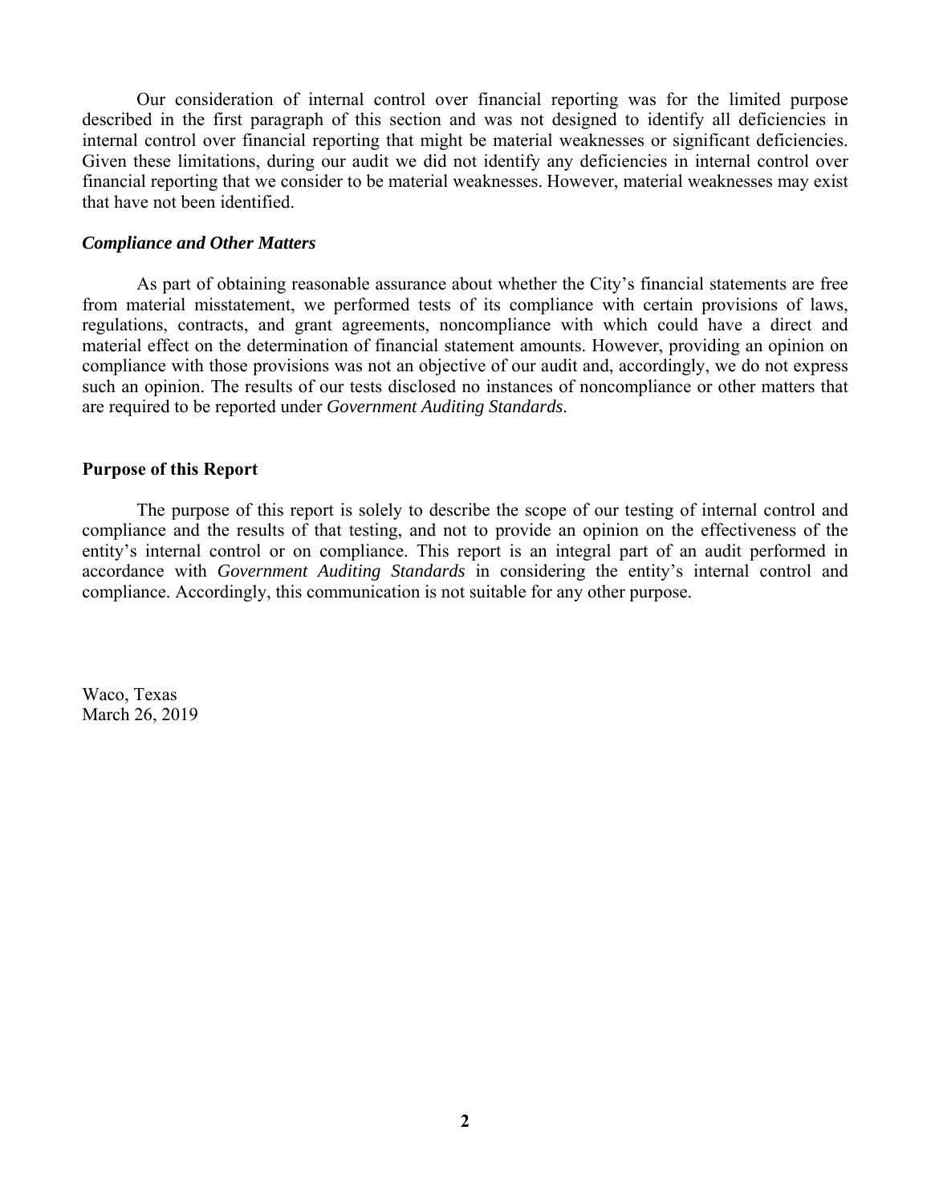Our consideration of internal control over financial reporting was for the limited purpose described in the first paragraph of this section and was not designed to identify all deficiencies in internal control over financial reporting that might be material weaknesses or significant deficiencies. Given these limitations, during our audit we did not identify any deficiencies in internal control over financial reporting that we consider to be material weaknesses. However, material weaknesses may exist that have not been identified.

### *Compliance and Other Matters*

As part of obtaining reasonable assurance about whether the City's financial statements are free from material misstatement, we performed tests of its compliance with certain provisions of laws, regulations, contracts, and grant agreements, noncompliance with which could have a direct and material effect on the determination of financial statement amounts. However, providing an opinion on compliance with those provisions was not an objective of our audit and, accordingly, we do not express such an opinion. The results of our tests disclosed no instances of noncompliance or other matters that are required to be reported under *Government Auditing Standards*.

## Purpose of this Report

The purpose of this report is solely to describe the scope of our testing of internal control and compliance and the results of that testing, and not to provide an opinion on the effectiveness of the entity's internal control or on compliance. This report is an integral part of an audit performed in accordance with *Government Auditing Standards* in considering the entity's internal control and compliance. Accordingly, this communication is not suitable for any other purpose.

Waco, Texas
March 26, 2019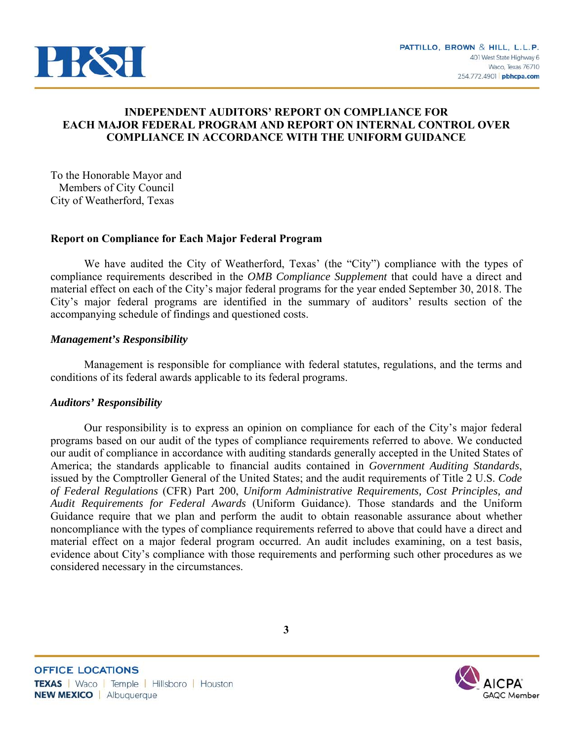# INDEPENDENT AUDITORS' REPORT ON COMPLIANCE FOR EACH MAJOR FEDERAL PROGRAM AND REPORT ON INTERNAL CONTROL OVER COMPLIANCE IN ACCORDANCE WITH THE UNIFORM GUIDANCE

To the Honorable Mayor and
  Members of City Council
City of Weatherford, Texas

## Report on Compliance for Each Major Federal Program

We have audited the City of Weatherford, Texas' (the "City") compliance with the types of compliance requirements described in the *OMB Compliance Supplement* that could have a direct and material effect on each of the City's major federal programs for the year ended September 30, 2018. The City's major federal programs are identified in the summary of auditors' results section of the accompanying schedule of findings and questioned costs.

### *Management's Responsibility*

Management is responsible for compliance with federal statutes, regulations, and the terms and conditions of its federal awards applicable to its federal programs.

### *Auditors' Responsibility*

Our responsibility is to express an opinion on compliance for each of the City's major federal programs based on our audit of the types of compliance requirements referred to above. We conducted our audit of compliance in accordance with auditing standards generally accepted in the United States of America; the standards applicable to financial audits contained in *Government Auditing Standards*, issued by the Comptroller General of the United States; and the audit requirements of Title 2 U.S. *Code of Federal Regulations* (CFR) Part 200, *Uniform Administrative Requirements, Cost Principles, and Audit Requirements for Federal Awards* (Uniform Guidance). Those standards and the Uniform Guidance require that we plan and perform the audit to obtain reasonable assurance about whether noncompliance with the types of compliance requirements referred to above that could have a direct and material effect on a major federal program occurred. An audit includes examining, on a test basis, evidence about City's compliance with those requirements and performing such other procedures as we considered necessary in the circumstances.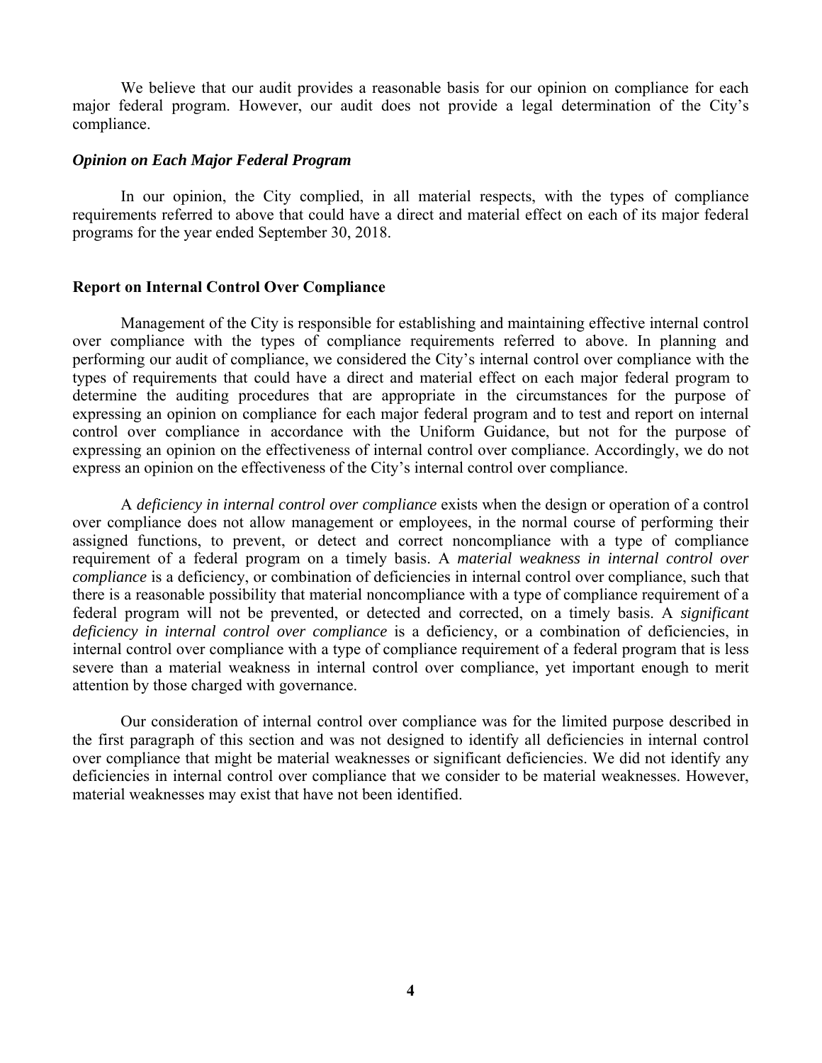We believe that our audit provides a reasonable basis for our opinion on compliance for each major federal program. However, our audit does not provide a legal determination of the City's compliance.

### *Opinion on Each Major Federal Program*

In our opinion, the City complied, in all material respects, with the types of compliance requirements referred to above that could have a direct and material effect on each of its major federal programs for the year ended September 30, 2018.

## Report on Internal Control Over Compliance

Management of the City is responsible for establishing and maintaining effective internal control over compliance with the types of compliance requirements referred to above. In planning and performing our audit of compliance, we considered the City's internal control over compliance with the types of requirements that could have a direct and material effect on each major federal program to determine the auditing procedures that are appropriate in the circumstances for the purpose of expressing an opinion on compliance for each major federal program and to test and report on internal control over compliance in accordance with the Uniform Guidance, but not for the purpose of expressing an opinion on the effectiveness of internal control over compliance. Accordingly, we do not express an opinion on the effectiveness of the City's internal control over compliance.

A *deficiency in internal control over compliance* exists when the design or operation of a control over compliance does not allow management or employees, in the normal course of performing their assigned functions, to prevent, or detect and correct noncompliance with a type of compliance requirement of a federal program on a timely basis. A *material weakness in internal control over compliance* is a deficiency, or combination of deficiencies in internal control over compliance, such that there is a reasonable possibility that material noncompliance with a type of compliance requirement of a federal program will not be prevented, or detected and corrected, on a timely basis. A *significant deficiency in internal control over compliance* is a deficiency, or a combination of deficiencies, in internal control over compliance with a type of compliance requirement of a federal program that is less severe than a material weakness in internal control over compliance, yet important enough to merit attention by those charged with governance.

Our consideration of internal control over compliance was for the limited purpose described in the first paragraph of this section and was not designed to identify all deficiencies in internal control over compliance that might be material weaknesses or significant deficiencies. We did not identify any deficiencies in internal control over compliance that we consider to be material weaknesses. However, material weaknesses may exist that have not been identified.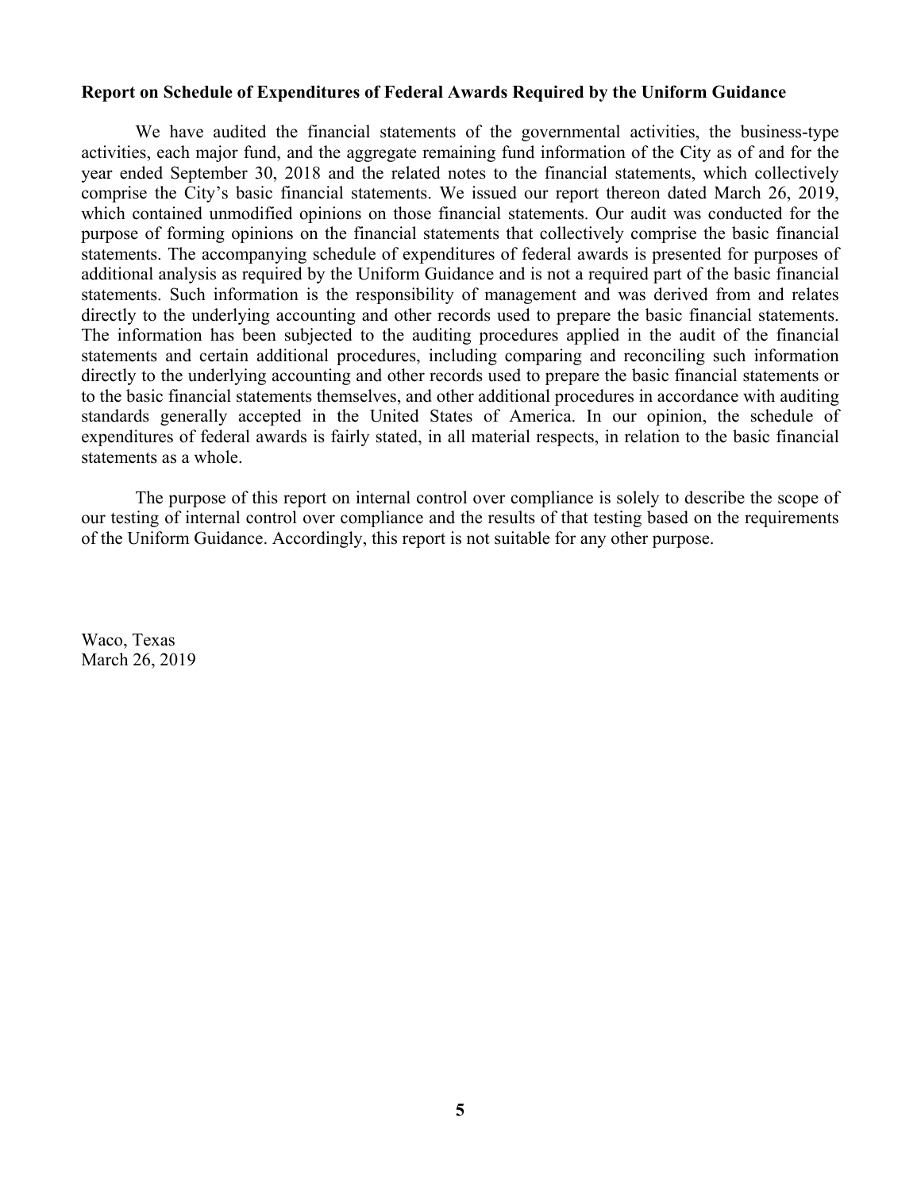**Report on Schedule of Expenditures of Federal Awards Required by the Uniform Guidance**

We have audited the financial statements of the governmental activities, the business-type activities, each major fund, and the aggregate remaining fund information of the City as of and for the year ended September 30, 2018 and the related notes to the financial statements, which collectively comprise the City's basic financial statements. We issued our report thereon dated March 26, 2019, which contained unmodified opinions on those financial statements. Our audit was conducted for the purpose of forming opinions on the financial statements that collectively comprise the basic financial statements. The accompanying schedule of expenditures of federal awards is presented for purposes of additional analysis as required by the Uniform Guidance and is not a required part of the basic financial statements. Such information is the responsibility of management and was derived from and relates directly to the underlying accounting and other records used to prepare the basic financial statements. The information has been subjected to the auditing procedures applied in the audit of the financial statements and certain additional procedures, including comparing and reconciling such information directly to the underlying accounting and other records used to prepare the basic financial statements or to the basic financial statements themselves, and other additional procedures in accordance with auditing standards generally accepted in the United States of America. In our opinion, the schedule of expenditures of federal awards is fairly stated, in all material respects, in relation to the basic financial statements as a whole.

The purpose of this report on internal control over compliance is solely to describe the scope of our testing of internal control over compliance and the results of that testing based on the requirements of the Uniform Guidance. Accordingly, this report is not suitable for any other purpose.

Waco, Texas
March 26, 2019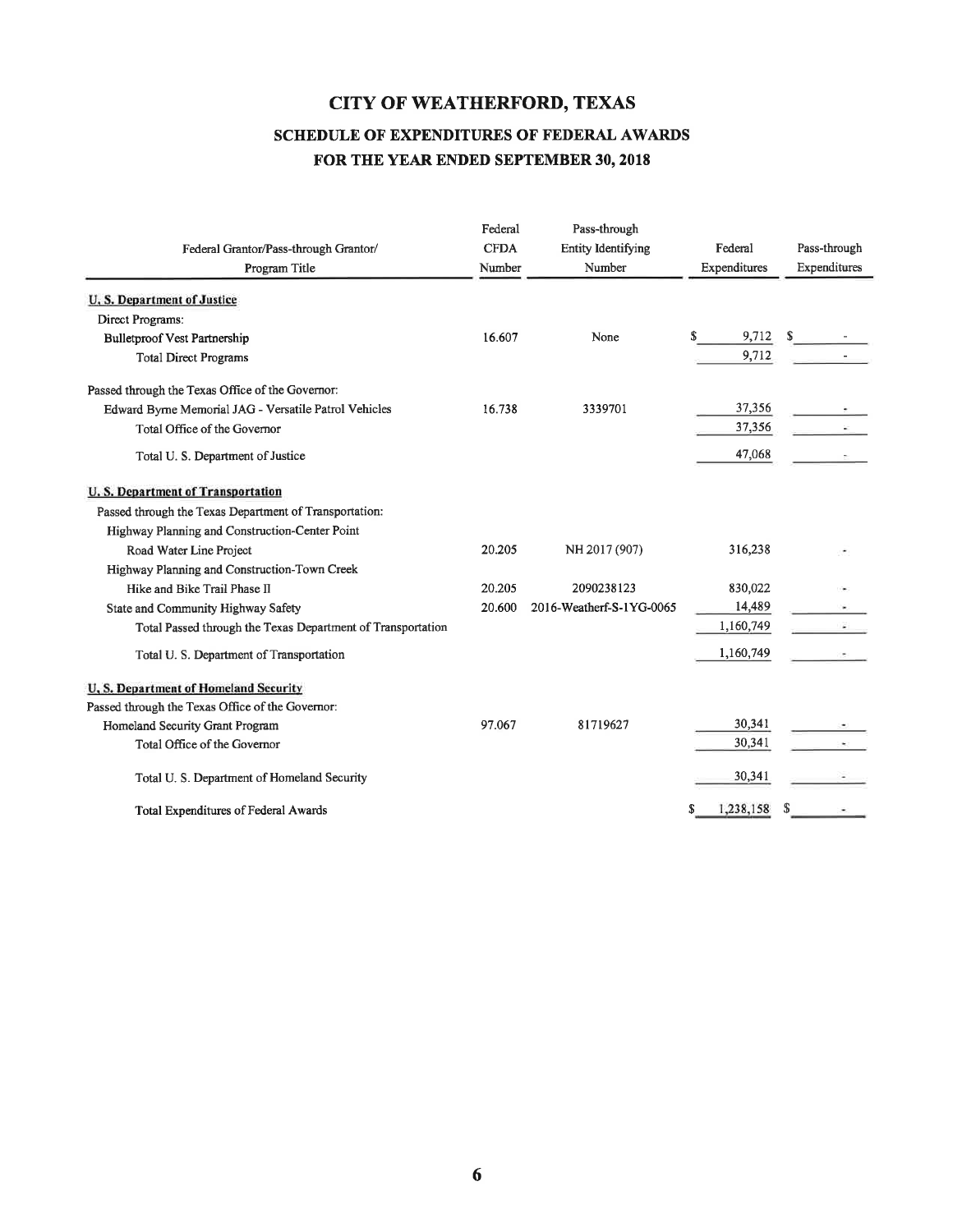# CITY OF WEATHERFORD, TEXAS

## SCHEDULE OF EXPENDITURES OF FEDERAL AWARDS

## FOR THE YEAR ENDED SEPTEMBER 30, 2018

| Federal Grantor/Pass-through Grantor/ Program Title | Federal CFDA Number | Pass-through Entity Identifying Number | Federal Expenditures | Pass-through Expenditures |
|---|---|---|---|---|
| **U. S. Department of Justice** | | | | |
| Direct Programs: | | | | |
| Bulletproof Vest Partnership | 16.607 | None | $ 9,712 | $ - |
| Total Direct Programs | | | 9,712 | - |
| Passed through the Texas Office of the Governor: | | | | |
| Edward Byrne Memorial JAG - Versatile Patrol Vehicles | 16.738 | 3339701 | 37,356 | - |
| Total Office of the Governor | | | 37,356 | - |
| Total U. S. Department of Justice | | | 47,068 | - |
| **U. S. Department of Transportation** | | | | |
| Passed through the Texas Department of Transportation: | | | | |
| Highway Planning and Construction-Center Point Road Water Line Project | 20.205 | NH 2017 (907) | 316,238 | - |
| Highway Planning and Construction-Town Creek Hike and Bike Trail Phase II | 20.205 | 2090238123 | 830,022 | - |
| State and Community Highway Safety | 20.600 | 2016-Weatherf-S-1YG-0065 | 14,489 | - |
| Total Passed through the Texas Department of Transportation | | | 1,160,749 | - |
| Total U. S. Department of Transportation | | | 1,160,749 | - |
| **U. S. Department of Homeland Security** | | | | |
| Passed through the Texas Office of the Governor: | | | | |
| Homeland Security Grant Program | 97.067 | 81719627 | 30,341 | - |
| Total Office of the Governor | | | 30,341 | - |
| Total U. S. Department of Homeland Security | | | 30,341 | - |
| Total Expenditures of Federal Awards | | | $ 1,238,158 | $ - |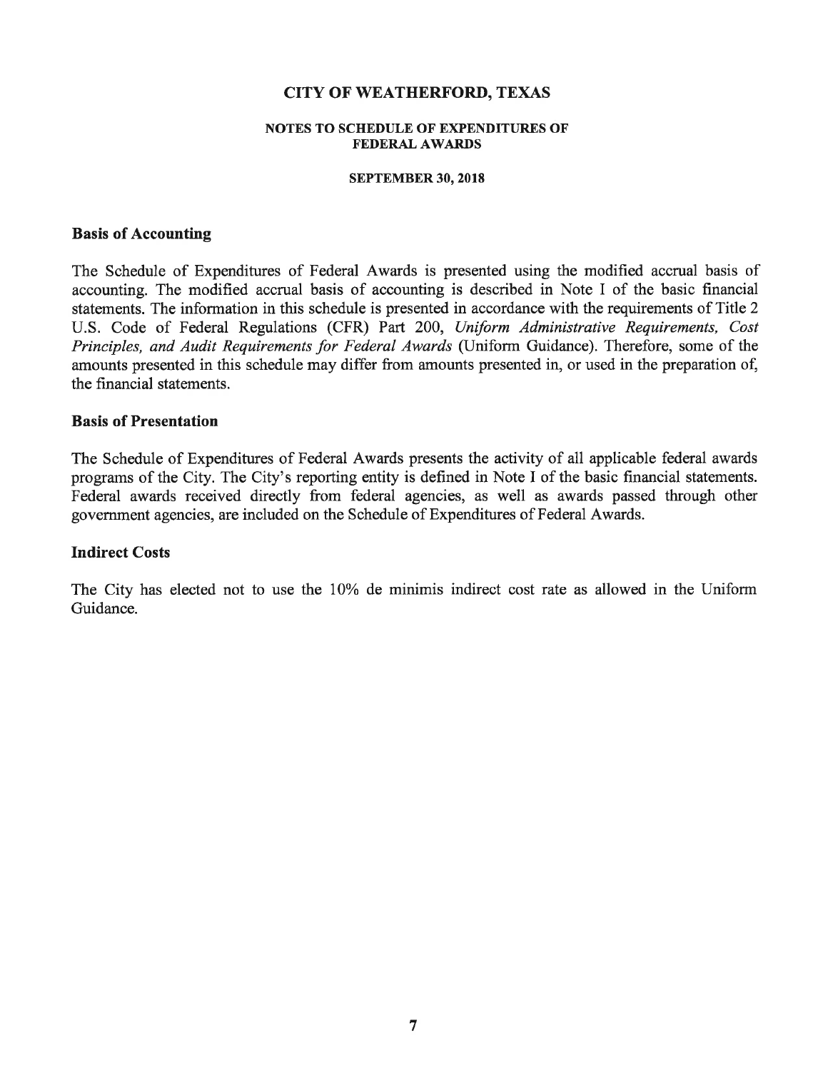# CITY OF WEATHERFORD, TEXAS

## NOTES TO SCHEDULE OF EXPENDITURES OF FEDERAL AWARDS

### SEPTEMBER 30, 2018

### Basis of Accounting

The Schedule of Expenditures of Federal Awards is presented using the modified accrual basis of accounting. The modified accrual basis of accounting is described in Note I of the basic financial statements. The information in this schedule is presented in accordance with the requirements of Title 2 U.S. Code of Federal Regulations (CFR) Part 200, *Uniform Administrative Requirements, Cost Principles, and Audit Requirements for Federal Awards* (Uniform Guidance). Therefore, some of the amounts presented in this schedule may differ from amounts presented in, or used in the preparation of, the financial statements.

### Basis of Presentation

The Schedule of Expenditures of Federal Awards presents the activity of all applicable federal awards programs of the City. The City's reporting entity is defined in Note I of the basic financial statements. Federal awards received directly from federal agencies, as well as awards passed through other government agencies, are included on the Schedule of Expenditures of Federal Awards.

### Indirect Costs

The City has elected not to use the 10% de minimis indirect cost rate as allowed in the Uniform Guidance.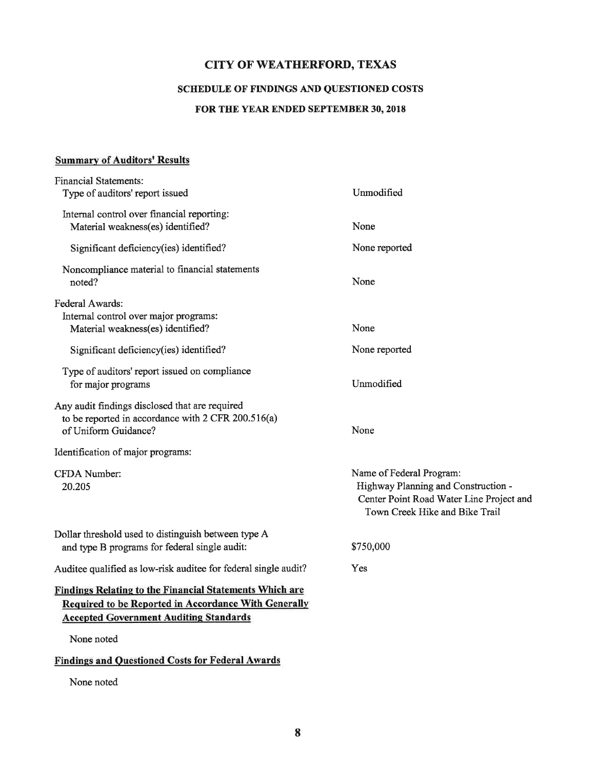# CITY OF WEATHERFORD, TEXAS

## SCHEDULE OF FINDINGS AND QUESTIONED COSTS

## FOR THE YEAR ENDED SEPTEMBER 30, 2018

**Summary of Auditors' Results**

| | |
|---|---|
| Financial Statements: | |
| Type of auditors' report issued | Unmodified |
| Internal control over financial reporting: | |
| Material weakness(es) identified? | None |
| Significant deficiency(ies) identified? | None reported |
| Noncompliance material to financial statements noted? | None |
| Federal Awards: | |
| Internal control over major programs: | |
| Material weakness(es) identified? | None |
| Significant deficiency(ies) identified? | None reported |
| Type of auditors' report issued on compliance for major programs | Unmodified |
| Any audit findings disclosed that are required to be reported in accordance with 2 CFR 200.516(a) of Uniform Guidance? | None |
| Identification of major programs: | |
| CFDA Number: | Name of Federal Program: |
| 20.205 | Highway Planning and Construction - Center Point Road Water Line Project and Town Creek Hike and Bike Trail |
| Dollar threshold used to distinguish between type A and type B programs for federal single audit: | $750,000 |
| Auditee qualified as low-risk auditee for federal single audit? | Yes |

**Findings Relating to the Financial Statements Which are Required to be Reported in Accordance With Generally Accepted Government Auditing Standards**

None noted

**Findings and Questioned Costs for Federal Awards**

None noted